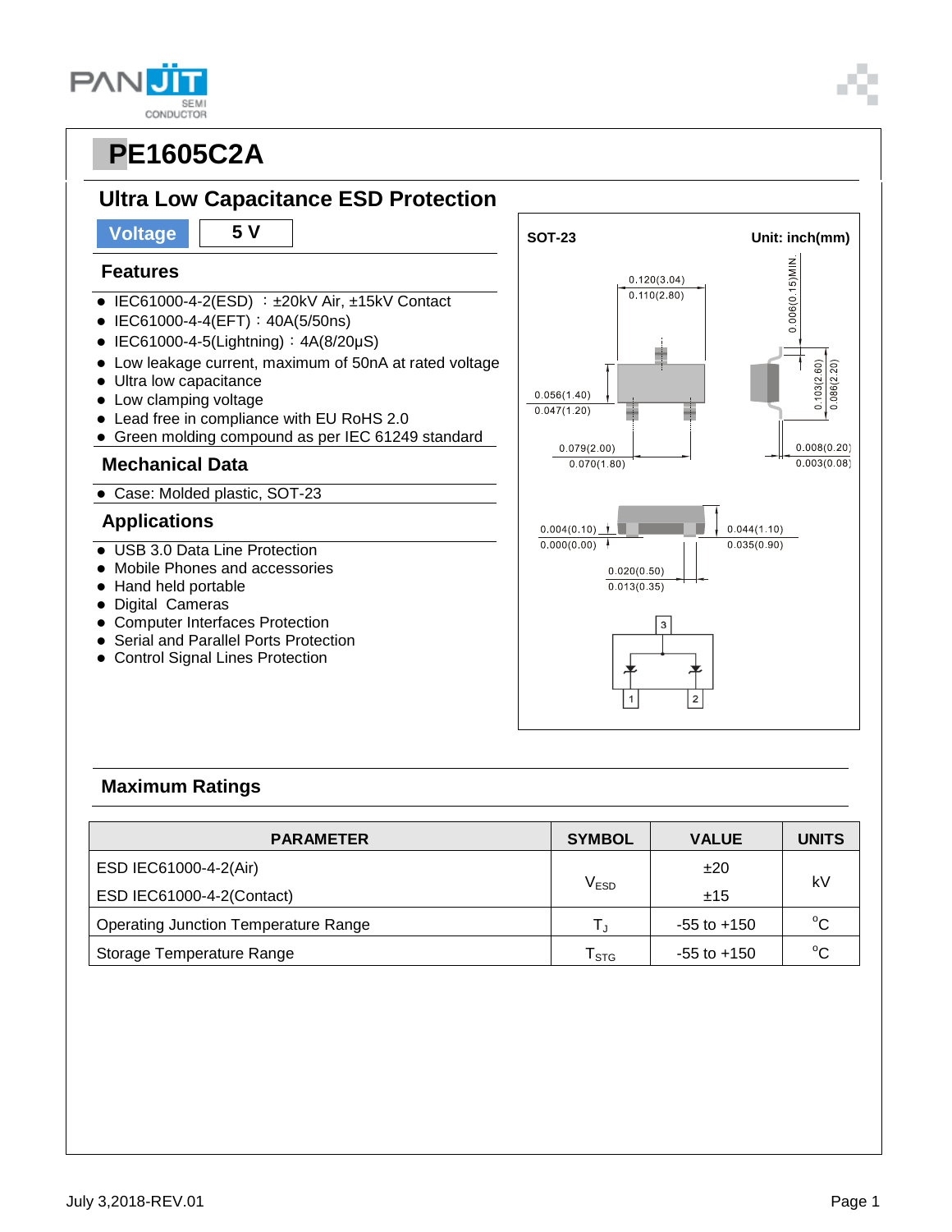# PE1605C2A

## Ultra Low Capacitance ESD Protection

**Voltage** | **5 V**

### Features

- IEC61000-4-2(ESD) ：±20kV Air, ±15kV Contact
- IEC61000-4-4(EFT)：40A(5/50ns)
- IEC61000-4-5(Lightning)：4A(8/20μS)
- Low leakage current, maximum of 50nA at rated voltage
- Ultra low capacitance
- Low clamping voltage
- Lead free in compliance with EU RoHS 2.0
- Green molding compound as per IEC 61249 standard

### Mechanical Data

- Case: Molded plastic, SOT-23

### Applications

- USB 3.0 Data Line Protection
- Mobile Phones and accessories
- Hand held portable
- Digital Cameras
- Computer Interfaces Protection
- Serial and Parallel Ports Protection
- Control Signal Lines Protection

SOT-23 Unit: inch(mm)

0.120(3.04) 0.110(2.80)
0.006(0.15)MIN.
0.103(2.60) 0.086(2.20)
0.056(1.40) 0.047(1.20)
0.079(2.00) 0.070(1.80)
0.008(0.20) 0.003(0.08)
0.004(0.10) 0.000(0.00)
0.044(1.10) 0.035(0.90)
0.020(0.50) 0.013(0.35)

### Maximum Ratings

| PARAMETER | SYMBOL | VALUE | UNITS |
|---|---|---|---|
| ESD IEC61000-4-2(Air) | $V_{ESD}$ | ±20 | kV |
| ESD IEC61000-4-2(Contact) | | ±15 | |
| Operating Junction Temperature Range | $T_J$ | -55 to +150 | $^oC$ |
| Storage Temperature Range | $T_{STG}$ | -55 to +150 | $^oC$ |

July 3,2018-REV.01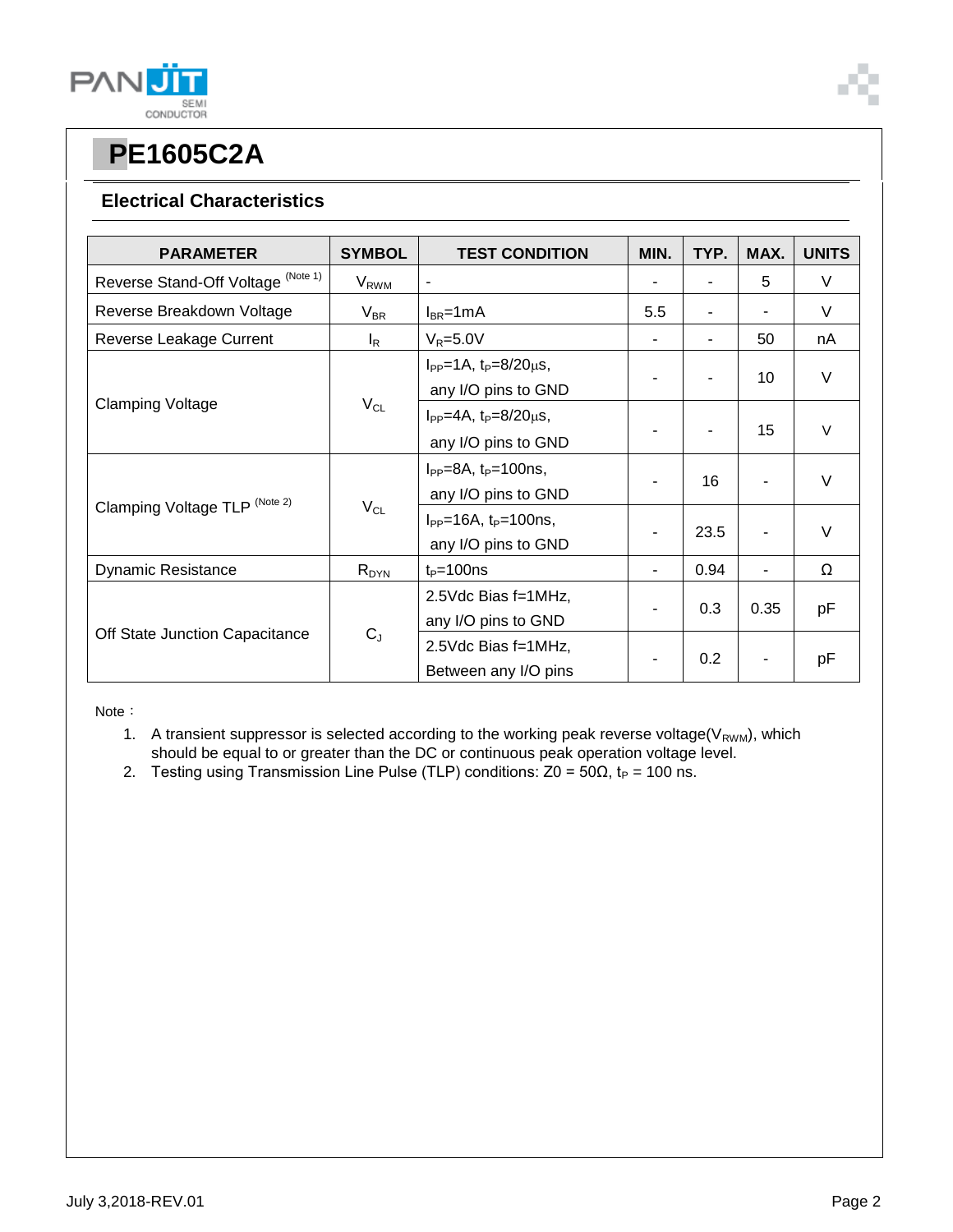# PE1605C2A

## Electrical Characteristics

| PARAMETER | SYMBOL | TEST CONDITION | MIN. | TYP. | MAX. | UNITS |
|---|---|---|---|---|---|---|
| Reverse Stand-Off Voltage (Note 1) | $V_{RWM}$ | - | - | - | 5 | V |
| Reverse Breakdown Voltage | $V_{BR}$ | $I_{BR}$=1mA | 5.5 | - | - | V |
| Reverse Leakage Current | $I_R$ | $V_R$=5.0V | - | - | 50 | nA |
| Clamping Voltage | $V_{CL}$ | $I_{PP}$=1A, $t_P$=8/20μs, any I/O pins to GND | - | - | 10 | V |
| | | $I_{PP}$=4A, $t_P$=8/20μs, any I/O pins to GND | - | - | 15 | V |
| Clamping Voltage TLP (Note 2) | $V_{CL}$ | $I_{PP}$=8A, $t_P$=100ns, any I/O pins to GND | - | 16 | - | V |
| | | $I_{PP}$=16A, $t_P$=100ns, any I/O pins to GND | - | 23.5 | - | V |
| Dynamic Resistance | $R_{DYN}$ | $t_P$=100ns | - | 0.94 | - | Ω |
| Off State Junction Capacitance | $C_J$ | 2.5Vdc Bias f=1MHz, any I/O pins to GND | - | 0.3 | 0.35 | pF |
| | | 2.5Vdc Bias f=1MHz, Between any I/O pins | - | 0.2 | - | pF |

Note：

1. A transient suppressor is selected according to the working peak reverse voltage($V_{RWM}$), which should be equal to or greater than the DC or continuous peak operation voltage level.
2. Testing using Transmission Line Pulse (TLP) conditions: Z0 = 50Ω, $t_P$ = 100 ns.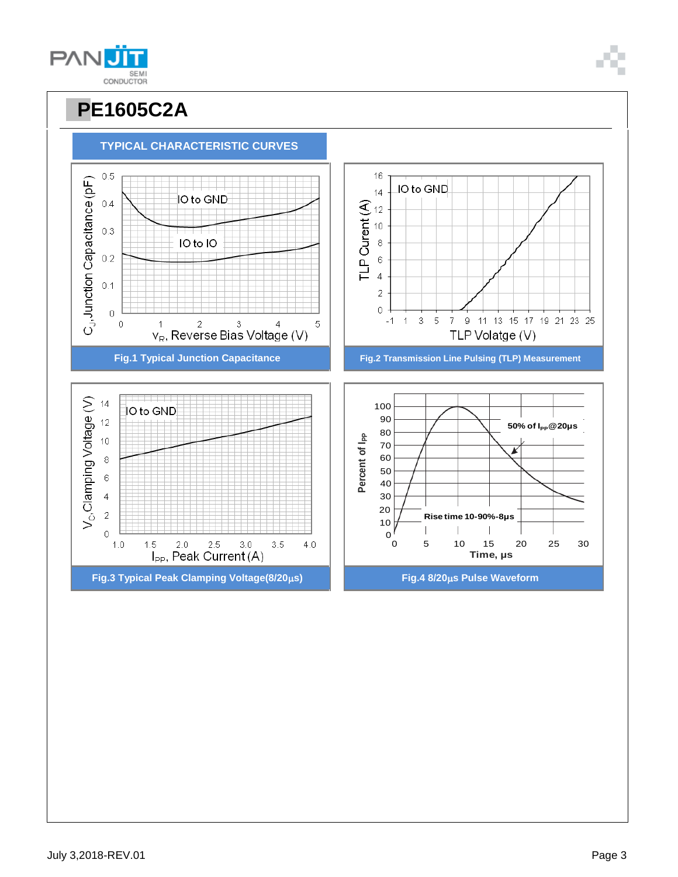# PE1605C2A

## TYPICAL CHARACTERISTIC CURVES

Fig.1 Typical Junction Capacitance

Fig.2 Transmission Line Pulsing (TLP) Measurement

Fig.3 Typical Peak Clamping Voltage(8/20μs)

Fig.4 8/20μs Pulse Waveform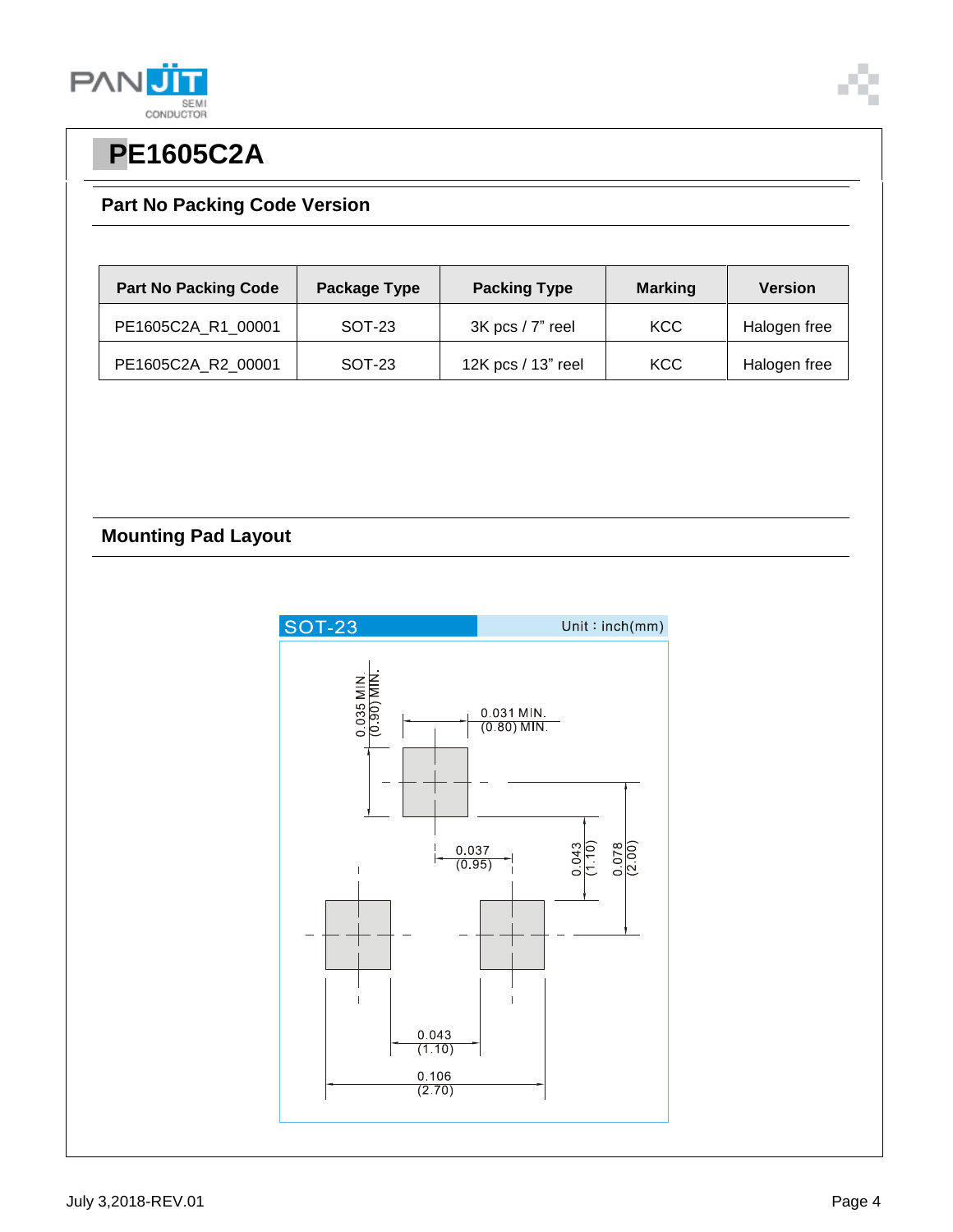# PE1605C2A

## Part No Packing Code Version

| Part No Packing Code | Package Type | Packing Type | Marking | Version |
|---|---|---|---|---|
| PE1605C2A_R1_00001 | SOT-23 | 3K pcs / 7" reel | KCC | Halogen free |
| PE1605C2A_R2_00001 | SOT-23 | 12K pcs / 13" reel | KCC | Halogen free |

## Mounting Pad Layout

SOT-23 Unit : inch(mm)

0.035 MIN. (0.90) MIN.

0.031 MIN. (0.80) MIN.

0.037 (0.95)

0.043 (1.10)

0.078 (2.00)

0.043 (1.10)

0.106 (2.70)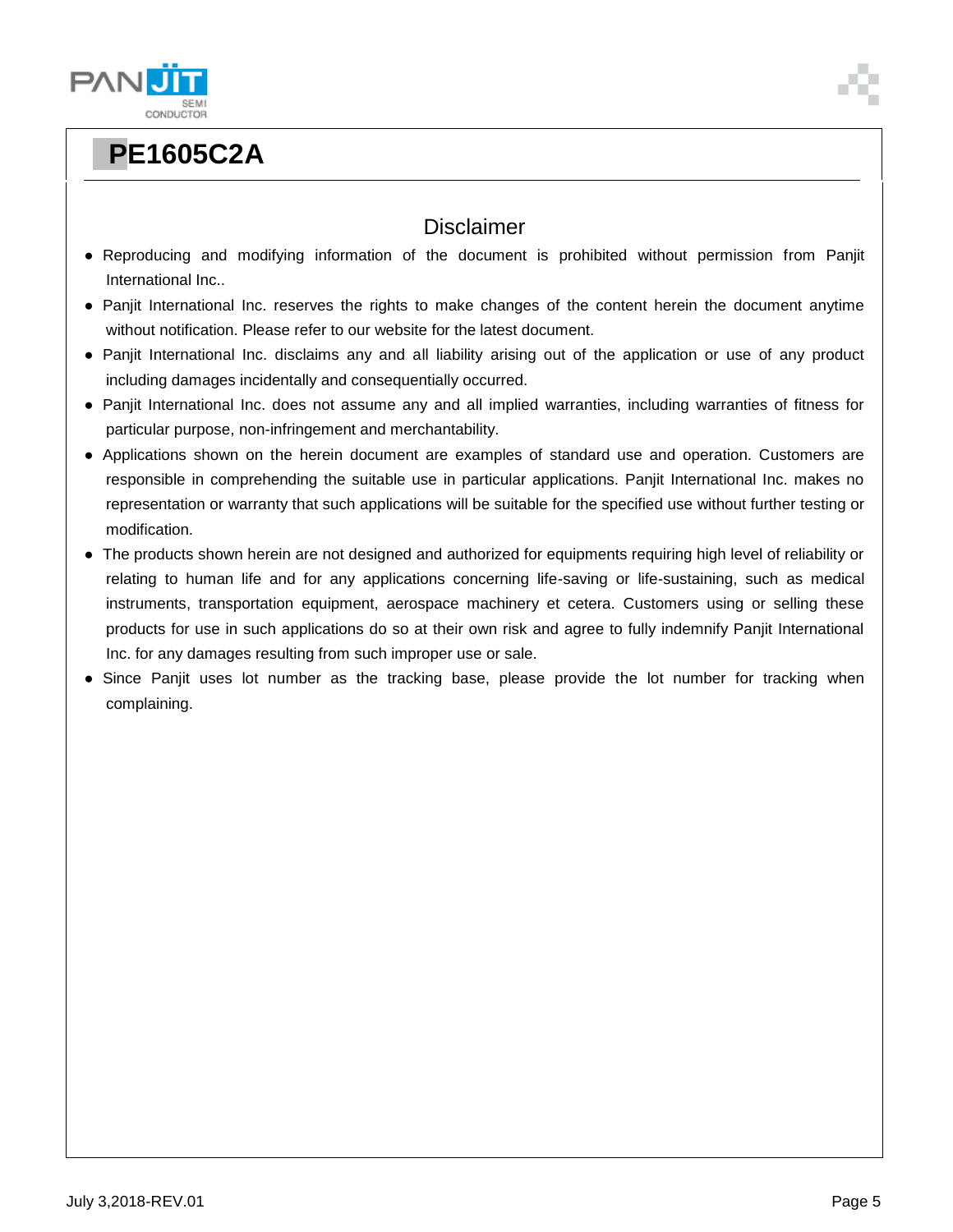# PE1605C2A

## Disclaimer

- Reproducing and modifying information of the document is prohibited without permission from Panjit International Inc..
- Panjit International Inc. reserves the rights to make changes of the content herein the document anytime without notification. Please refer to our website for the latest document.
- Panjit International Inc. disclaims any and all liability arising out of the application or use of any product including damages incidentally and consequentially occurred.
- Panjit International Inc. does not assume any and all implied warranties, including warranties of fitness for particular purpose, non-infringement and merchantability.
- Applications shown on the herein document are examples of standard use and operation. Customers are responsible in comprehending the suitable use in particular applications. Panjit International Inc. makes no representation or warranty that such applications will be suitable for the specified use without further testing or modification.
- The products shown herein are not designed and authorized for equipments requiring high level of reliability or relating to human life and for any applications concerning life-saving or life-sustaining, such as medical instruments, transportation equipment, aerospace machinery et cetera. Customers using or selling these products for use in such applications do so at their own risk and agree to fully indemnify Panjit International Inc. for any damages resulting from such improper use or sale.
- Since Panjit uses lot number as the tracking base, please provide the lot number for tracking when complaining.

July 3,2018-REV.01